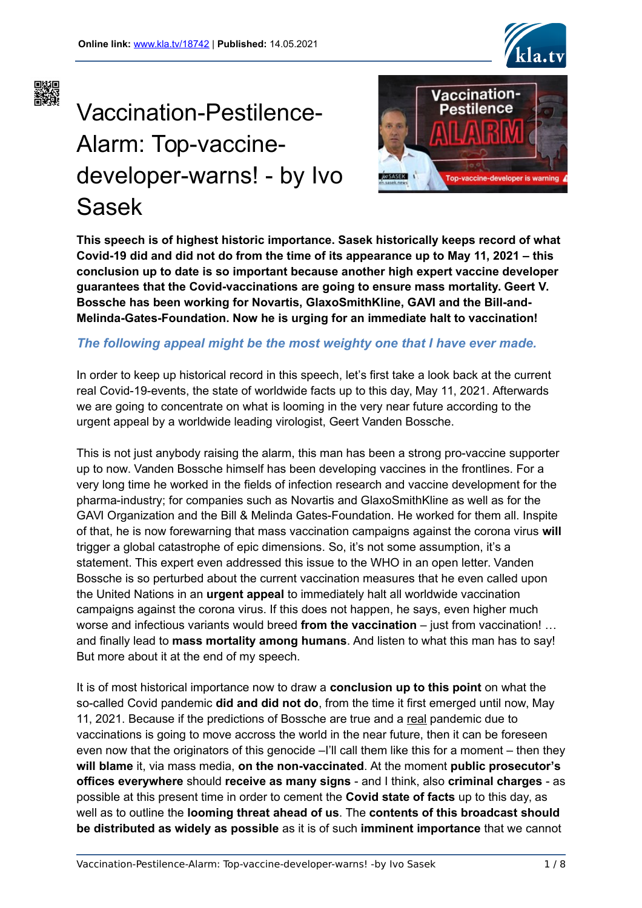Online link: www.kla.tv/18742 | Published: 14.05.2021

# Vaccination-Pestilence-Alarm: Top-vaccine-developer-warns! - by Ivo Sasek

**This speech is of highest historic importance. Sasek historically keeps record of what Covid-19 did and did not do from the time of its appearance up to May 11, 2021 – this conclusion up to date is so important because another high expert vaccine developer guarantees that the Covid-vaccinations are going to ensure mass mortality. Geert V. Bossche has been working for Novartis, GlaxoSmithKline, GAVI and the Bill-and-Melinda-Gates-Foundation. Now he is urging for an immediate halt to vaccination!**

***The following appeal might be the most weighty one that I have ever made.***

In order to keep up historical record in this speech, let's first take a look back at the current real Covid-19-events, the state of worldwide facts up to this day, May 11, 2021. Afterwards we are going to concentrate on what is looming in the very near future according to the urgent appeal by a worldwide leading virologist, Geert Vanden Bossche.

This is not just anybody raising the alarm, this man has been a strong pro-vaccine supporter up to now. Vanden Bossche himself has been developing vaccines in the frontlines. For a very long time he worked in the fields of infection research and vaccine development for the pharma-industry; for companies such as Novartis and GlaxoSmithKline as well as for the GAVI Organization and the Bill & Melinda Gates-Foundation. He worked for them all. Inspite of that, he is now forewarning that mass vaccination campaigns against the corona virus **will** trigger a global catastrophe of epic dimensions. So, it's not some assumption, it's a statement. This expert even addressed this issue to the WHO in an open letter. Vanden Bossche is so perturbed about the current vaccination measures that he even called upon the United Nations in an **urgent appeal** to immediately halt all worldwide vaccination campaigns against the corona virus. If this does not happen, he says, even higher much worse and infectious variants would breed **from the vaccination** – just from vaccination! … and finally lead to **mass mortality among humans**. And listen to what this man has to say! But more about it at the end of my speech.

It is of most historical importance now to draw a **conclusion up to this point** on what the so-called Covid pandemic **did and did not do**, from the time it first emerged until now, May 11, 2021. Because if the predictions of Bossche are true and a <u>real</u> pandemic due to vaccinations is going to move accross the world in the near future, then it can be foreseen even now that the originators of this genocide –I'll call them like this for a moment – then they **will blame** it, via mass media, **on the non-vaccinated**. At the moment **public prosecutor's offices everywhere** should **receive as many signs** - and I think, also **criminal charges** - as possible at this present time in order to cement the **Covid state of facts** up to this day, as well as to outline the **looming threat ahead of us**. The **contents of this broadcast should be distributed as widely as possible** as it is of such **imminent importance** that we cannot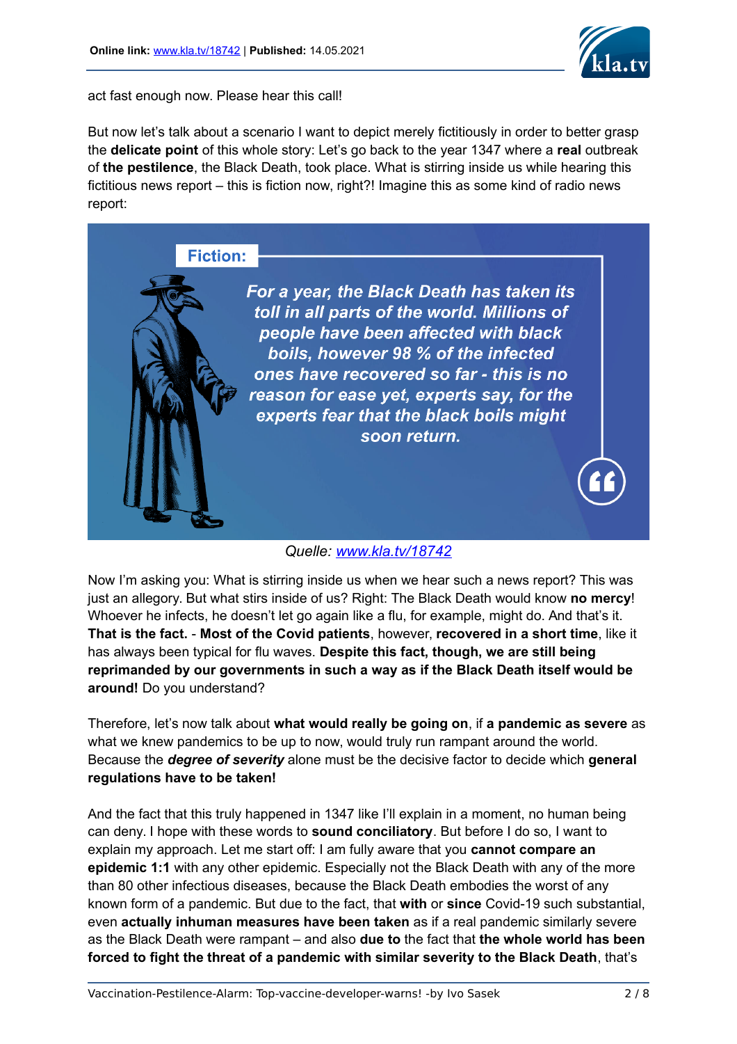act fast enough now. Please hear this call!

But now let's talk about a scenario I want to depict merely fictitiously in order to better grasp the **delicate point** of this whole story: Let's go back to the year 1347 where a **real** outbreak of **the pestilence**, the Black Death, took place. What is stirring inside us while hearing this fictitious news report – this is fiction now, right?! Imagine this as some kind of radio news report:

**Fiction:**

***For a year, the Black Death has taken its toll in all parts of the world. Millions of people have been affected with black boils, however 98 % of the infected ones have recovered so far - this is no reason for ease yet, experts say, for the experts fear that the black boils might soon return.***

*Quelle: [www.kla.tv/18742](www.kla.tv/18742)*

Now I'm asking you: What is stirring inside us when we hear such a news report? This was just an allegory. But what stirs inside of us? Right: The Black Death would know **no mercy**! Whoever he infects, he doesn't let go again like a flu, for example, might do. And that's it. **That is the fact.** - **Most of the Covid patients**, however, **recovered in a short time**, like it has always been typical for flu waves. **Despite this fact, though, we are still being reprimanded by our governments in such a way as if the Black Death itself would be around!** Do you understand?

Therefore, let's now talk about **what would really be going on**, if **a pandemic as severe** as what we knew pandemics to be up to now, would truly run rampant around the world. Because the ***degree of severity*** alone must be the decisive factor to decide which **general regulations have to be taken!**

And the fact that this truly happened in 1347 like I'll explain in a moment, no human being can deny. I hope with these words to **sound conciliatory**. But before I do so, I want to explain my approach. Let me start off: I am fully aware that you **cannot compare an epidemic 1:1** with any other epidemic. Especially not the Black Death with any of the more than 80 other infectious diseases, because the Black Death embodies the worst of any known form of a pandemic. But due to the fact, that **with** or **since** Covid-19 such substantial, even **actually inhuman measures have been taken** as if a real pandemic similarly severe as the Black Death were rampant – and also **due to** the fact that **the whole world has been forced to fight the threat of a pandemic with similar severity to the Black Death**, that's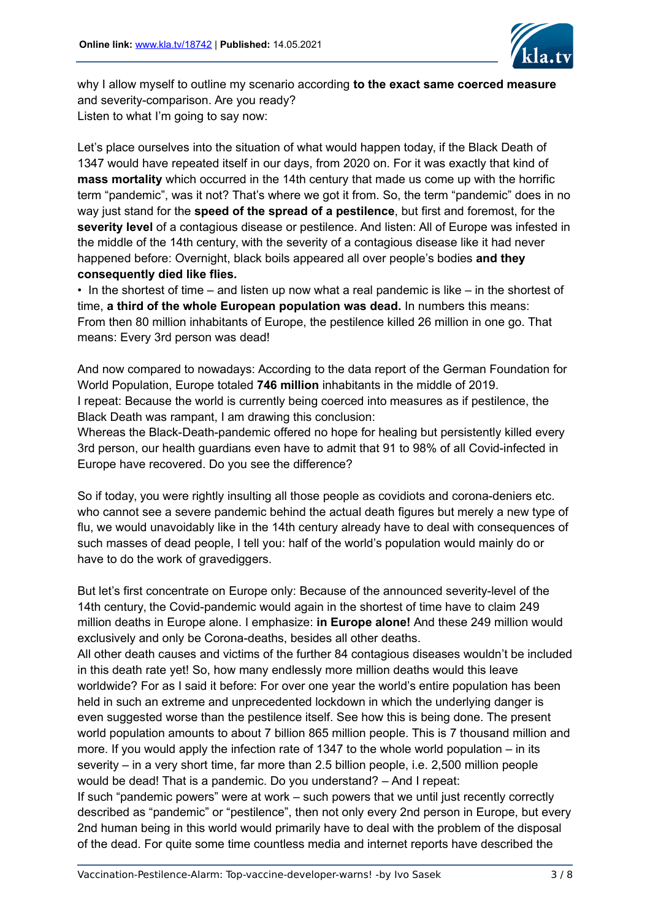why I allow myself to outline my scenario according **to the exact same coerced measure** and severity-comparison. Are you ready?
Listen to what I'm going to say now:

Let's place ourselves into the situation of what would happen today, if the Black Death of 1347 would have repeated itself in our days, from 2020 on. For it was exactly that kind of **mass mortality** which occurred in the 14th century that made us come up with the horrific term "pandemic", was it not? That's where we got it from. So, the term "pandemic" does in no way just stand for the **speed of the spread of a pestilence**, but first and foremost, for the **severity level** of a contagious disease or pestilence. And listen: All of Europe was infested in the middle of the 14th century, with the severity of a contagious disease like it had never happened before: Overnight, black boils appeared all over people's bodies **and they consequently died like flies.**

- In the shortest of time – and listen up now what a real pandemic is like – in the shortest of time, **a third of the whole European population was dead.** In numbers this means: From then 80 million inhabitants of Europe, the pestilence killed 26 million in one go. That means: Every 3rd person was dead!

And now compared to nowadays: According to the data report of the German Foundation for World Population, Europe totaled **746 million** inhabitants in the middle of 2019.
I repeat: Because the world is currently being coerced into measures as if pestilence, the Black Death was rampant, I am drawing this conclusion:
Whereas the Black-Death-pandemic offered no hope for healing but persistently killed every 3rd person, our health guardians even have to admit that 91 to 98% of all Covid-infected in Europe have recovered. Do you see the difference?

So if today, you were rightly insulting all those people as covidiots and corona-deniers etc. who cannot see a severe pandemic behind the actual death figures but merely a new type of flu, we would unavoidably like in the 14th century already have to deal with consequences of such masses of dead people, I tell you: half of the world's population would mainly do or have to do the work of gravediggers.

But let's first concentrate on Europe only: Because of the announced severity-level of the 14th century, the Covid-pandemic would again in the shortest of time have to claim 249 million deaths in Europe alone. I emphasize: **in Europe alone!** And these 249 million would exclusively and only be Corona-deaths, besides all other deaths.
All other death causes and victims of the further 84 contagious diseases wouldn't be included in this death rate yet! So, how many endlessly more million deaths would this leave worldwide? For as I said it before: For over one year the world's entire population has been held in such an extreme and unprecedented lockdown in which the underlying danger is even suggested worse than the pestilence itself. See how this is being done. The present world population amounts to about 7 billion 865 million people. This is 7 thousand million and more. If you would apply the infection rate of 1347 to the whole world population – in its severity – in a very short time, far more than 2.5 billion people, i.e. 2,500 million people would be dead! That is a pandemic. Do you understand? – And I repeat:
If such "pandemic powers" were at work – such powers that we until just recently correctly described as "pandemic" or "pestilence", then not only every 2nd person in Europe, but every 2nd human being in this world would primarily have to deal with the problem of the disposal of the dead. For quite some time countless media and internet reports have described the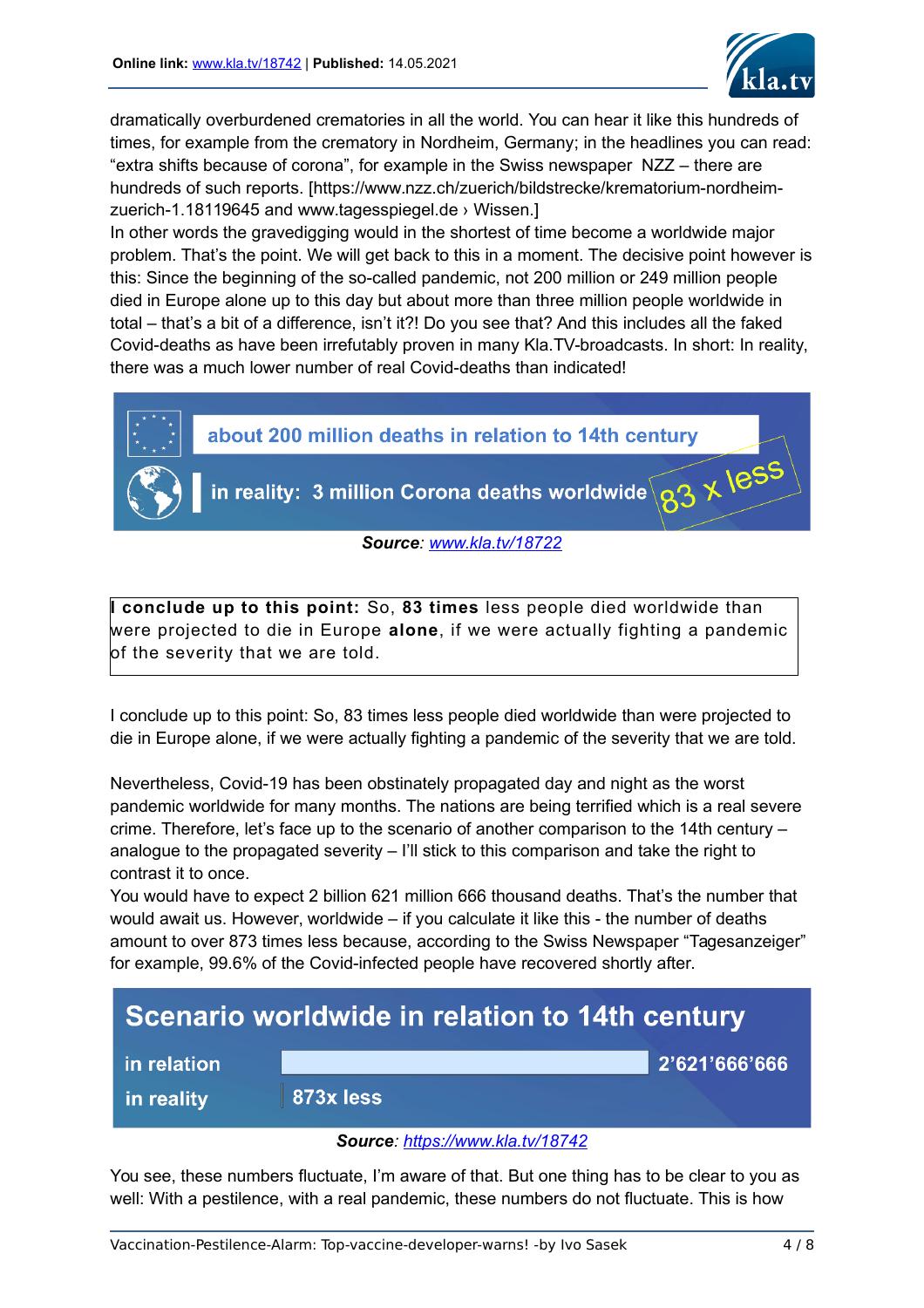dramatically overburdened crematories in all the world. You can hear it like this hundreds of times, for example from the crematory in Nordheim, Germany; in the headlines you can read: “extra shifts because of corona”, for example in the Swiss newspaper NZZ – there are hundreds of such reports. [https://www.nzz.ch/zuerich/bildstrecke/krematorium-nordheim-zuerich-1.18119645 and www.tagesspiegel.de › Wissen.]
In other words the gravedigging would in the shortest of time become a worldwide major problem. That’s the point. We will get back to this in a moment. The decisive point however is this: Since the beginning of the so-called pandemic, not 200 million or 249 million people died in Europe alone up to this day but about more than three million people worldwide in total – that’s a bit of a difference, isn’t it?! Do you see that? And this includes all the faked Covid-deaths as have been irrefutably proven in many Kla.TV-broadcasts. In short: In reality, there was a much lower number of real Covid-deaths than indicated!

about 200 million deaths in relation to 14th century

in reality: 3 million Corona deaths worldwide — 83 x less

***Source***: www.kla.tv/18722

**I conclude up to this point:** So, **83 times** less people died worldwide than were projected to die in Europe **alone**, if we were actually fighting a pandemic of the severity that we are told.

I conclude up to this point: So, 83 times less people died worldwide than were projected to die in Europe alone, if we were actually fighting a pandemic of the severity that we are told.

Nevertheless, Covid-19 has been obstinately propagated day and night as the worst pandemic worldwide for many months. The nations are being terrified which is a real severe crime. Therefore, let’s face up to the scenario of another comparison to the 14th century – analogue to the propagated severity – I’ll stick to this comparison and take the right to contrast it to once.
You would have to expect 2 billion 621 million 666 thousand deaths. That’s the number that would await us. However, worldwide – if you calculate it like this - the number of deaths amount to over 873 times less because, according to the Swiss Newspaper “Tagesanzeiger” for example, 99.6% of the Covid-infected people have recovered shortly after.

**Scenario worldwide in relation to 14th century**

| | |
|---|---|
| in relation | 2’621’666’666 |
| in reality | 873x less |

***Source***: https://www.kla.tv/18742

You see, these numbers fluctuate, I’m aware of that. But one thing has to be clear to you as well: With a pestilence, with a real pandemic, these numbers do not fluctuate. This is how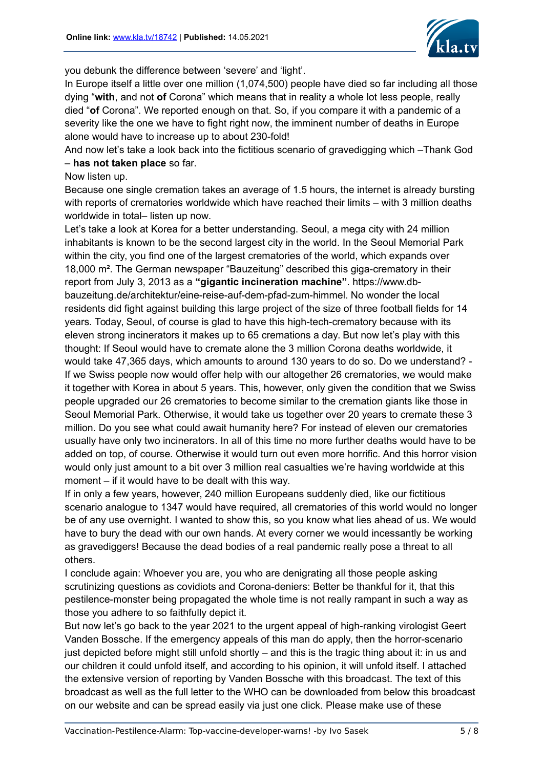you debunk the difference between 'severe' and 'light'.

In Europe itself a little over one million (1,074,500) people have died so far including all those dying "**with**, and not **of** Corona" which means that in reality a whole lot less people, really died "**of** Corona". We reported enough on that. So, if you compare it with a pandemic of a severity like the one we have to fight right now, the imminent number of deaths in Europe alone would have to increase up to about 230-fold!

And now let's take a look back into the fictitious scenario of gravedigging which –Thank God – **has not taken place** so far.

Now listen up.

Because one single cremation takes an average of 1.5 hours, the internet is already bursting with reports of crematories worldwide which have reached their limits – with 3 million deaths worldwide in total– listen up now.

Let's take a look at Korea for a better understanding. Seoul, a mega city with 24 million inhabitants is known to be the second largest city in the world. In the Seoul Memorial Park within the city, you find one of the largest crematories of the world, which expands over 18,000 m². The German newspaper "Bauzeitung" described this giga-crematory in their report from July 3, 2013 as a **"gigantic incineration machine"**. https://www.db-bauzeitung.de/architektur/eine-reise-auf-dem-pfad-zum-himmel. No wonder the local residents did fight against building this large project of the size of three football fields for 14 years. Today, Seoul, of course is glad to have this high-tech-crematory because with its eleven strong incinerators it makes up to 65 cremations a day. But now let's play with this thought: If Seoul would have to cremate alone the 3 million Corona deaths worldwide, it would take 47,365 days, which amounts to around 130 years to do so. Do we understand? - If we Swiss people now would offer help with our altogether 26 crematories, we would make it together with Korea in about 5 years. This, however, only given the condition that we Swiss people upgraded our 26 crematories to become similar to the cremation giants like those in Seoul Memorial Park. Otherwise, it would take us together over 20 years to cremate these 3 million. Do you see what could await humanity here? For instead of eleven our crematories usually have only two incinerators. In all of this time no more further deaths would have to be added on top, of course. Otherwise it would turn out even more horrific. And this horror vision would only just amount to a bit over 3 million real casualties we're having worldwide at this moment – if it would have to be dealt with this way.

If in only a few years, however, 240 million Europeans suddenly died, like our fictitious scenario analogue to 1347 would have required, all crematories of this world would no longer be of any use overnight. I wanted to show this, so you know what lies ahead of us. We would have to bury the dead with our own hands. At every corner we would incessantly be working as gravediggers! Because the dead bodies of a real pandemic really pose a threat to all others.

I conclude again: Whoever you are, you who are denigrating all those people asking scrutinizing questions as covidiots and Corona-deniers: Better be thankful for it, that this pestilence-monster being propagated the whole time is not really rampant in such a way as those you adhere to so faithfully depict it.

But now let's go back to the year 2021 to the urgent appeal of high-ranking virologist Geert Vanden Bossche. If the emergency appeals of this man do apply, then the horror-scenario just depicted before might still unfold shortly – and this is the tragic thing about it: in us and our children it could unfold itself, and according to his opinion, it will unfold itself. I attached the extensive version of reporting by Vanden Bossche with this broadcast. The text of this broadcast as well as the full letter to the WHO can be downloaded from below this broadcast on our website and can be spread easily via just one click. Please make use of these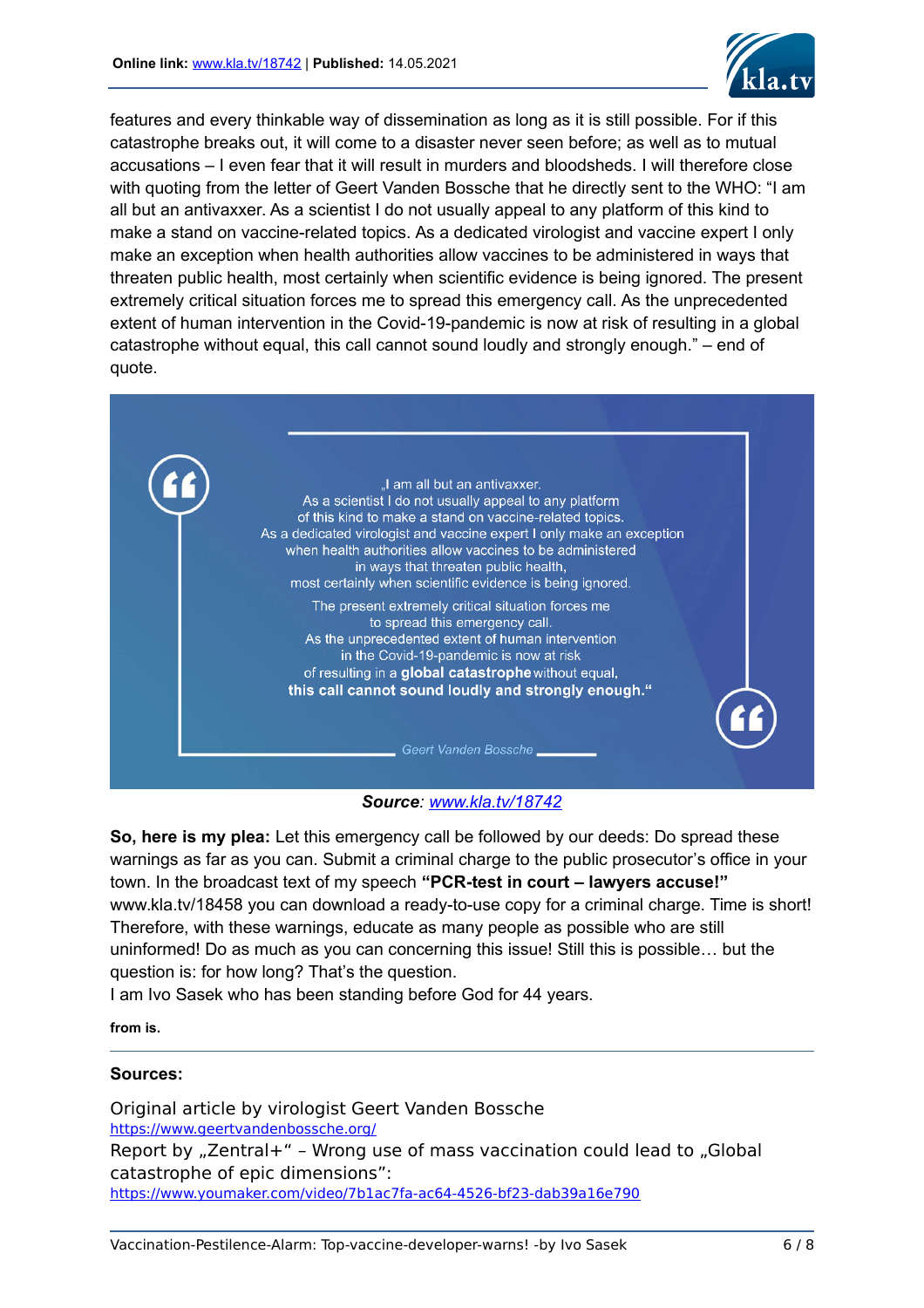features and every thinkable way of dissemination as long as it is still possible. For if this catastrophe breaks out, it will come to a disaster never seen before; as well as to mutual accusations – I even fear that it will result in murders and bloodsheds. I will therefore close with quoting from the letter of Geert Vanden Bossche that he directly sent to the WHO: "I am all but an antivaxxer. As a scientist I do not usually appeal to any platform of this kind to make a stand on vaccine-related topics. As a dedicated virologist and vaccine expert I only make an exception when health authorities allow vaccines to be administered in ways that threaten public health, most certainly when scientific evidence is being ignored. The present extremely critical situation forces me to spread this emergency call. As the unprecedented extent of human intervention in the Covid-19-pandemic is now at risk of resulting in a global catastrophe without equal, this call cannot sound loudly and strongly enough." – end of quote.

> „I am all but an antivaxxer.
> As a scientist I do not usually appeal to any platform of this kind to make a stand on vaccine-related topics.
> As a dedicated virologist and vaccine expert I only make an exception when health authorities allow vaccines to be administered in ways that threaten public health, most certainly when scientific evidence is being ignored.
> The present extremely critical situation forces me to spread this emergency call.
> As the unprecedented extent of human intervention in the Covid-19-pandemic is now at risk of resulting in a **global catastrophe** without equal,
> **this call cannot sound loudly and strongly enough.**"
>
> *Geert Vanden Bossche*

***Source**: [www.kla.tv/18742](www.kla.tv/18742)*

**So, here is my plea:** Let this emergency call be followed by our deeds: Do spread these warnings as far as you can. Submit a criminal charge to the public prosecutor's office in your town. In the broadcast text of my speech **"PCR-test in court – lawyers accuse!"** www.kla.tv/18458 you can download a ready-to-use copy for a criminal charge. Time is short! Therefore, with these warnings, educate as many people as possible who are still uninformed! Do as much as you can concerning this issue! Still this is possible… but the question is: for how long? That's the question.
I am Ivo Sasek who has been standing before God for 44 years.

**from is.**

---

**Sources:**

Original article by virologist Geert Vanden Bossche
[https://www.geertvandenbossche.org/](https://www.geertvandenbossche.org/)
Report by „Zentral+" – Wrong use of mass vaccination could lead to „Global catastrophe of epic dimensions":
[https://www.youmaker.com/video/7b1ac7fa-ac64-4526-bf23-dab39a16e790](https://www.youmaker.com/video/7b1ac7fa-ac64-4526-bf23-dab39a16e790)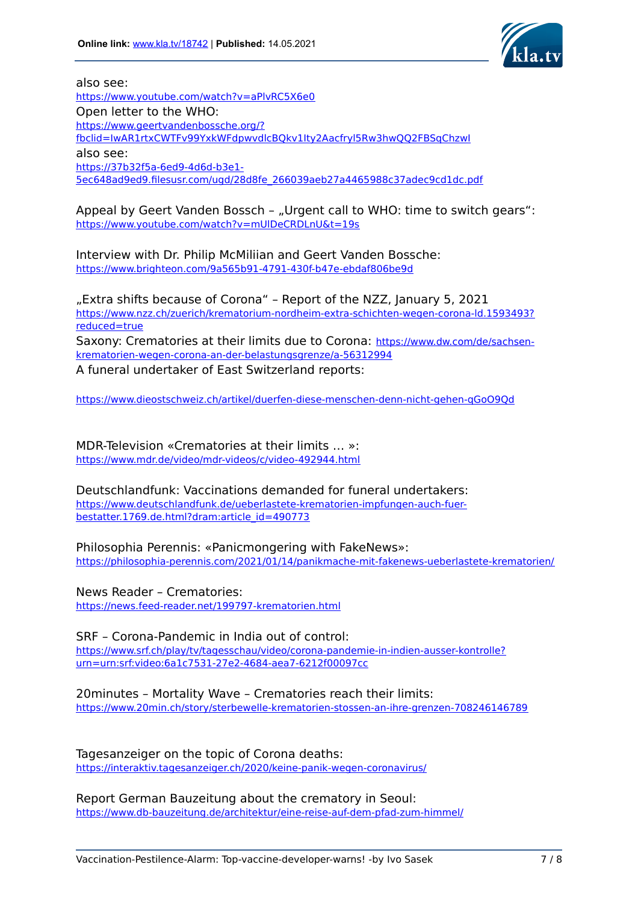also see:
https://www.youtube.com/watch?v=aPlvRC5X6e0
Open letter to the WHO:
https://www.geertvandenbossche.org/?fbclid=IwAR1rtxCWTFv99YxkWFdpwvdlcBQkv1Ity2Aacfryl5Rw3hwQQ2FBSqChzwI
also see:
https://37b32f5a-6ed9-4d6d-b3e1-5ec648ad9ed9.filesusr.com/ugd/28d8fe_266039aeb27a4465988c37adec9cd1dc.pdf

Appeal by Geert Vanden Bossch – „Urgent call to WHO: time to switch gears“:
https://www.youtube.com/watch?v=mUlDeCRDLnU&t=19s

Interview with Dr. Philip McMiliian and Geert Vanden Bossche:
https://www.brighteon.com/9a565b91-4791-430f-b47e-ebdaf806be9d

„Extra shifts because of Corona“ – Report of the NZZ, January 5, 2021
https://www.nzz.ch/zuerich/krematorium-nordheim-extra-schichten-wegen-corona-ld.1593493?reduced=true
Saxony: Crematories at their limits due to Corona: https://www.dw.com/de/sachsen-krematorien-wegen-corona-an-der-belastungsgrenze/a-56312994
A funeral undertaker of East Switzerland reports:

https://www.dieostschweiz.ch/artikel/duerfen-diese-menschen-denn-nicht-gehen-qGoO9Qd

MDR-Television «Crematories at their limits … »:
https://www.mdr.de/video/mdr-videos/c/video-492944.html

Deutschlandfunk: Vaccinations demanded for funeral undertakers:
https://www.deutschlandfunk.de/ueberlastete-krematorien-impfungen-auch-fuer-bestatter.1769.de.html?dram:article_id=490773

Philosophia Perennis: «Panicmongering with FakeNews»:
https://philosophia-perennis.com/2021/01/14/panikmache-mit-fakenews-ueberlastete-krematorien/

News Reader – Crematories:
https://news.feed-reader.net/199797-krematorien.html

SRF – Corona-Pandemic in India out of control:
https://www.srf.ch/play/tv/tagesschau/video/corona-pandemie-in-indien-ausser-kontrolle?urn=urn:srf:video:6a1c7531-27e2-4684-aea7-6212f00097cc

20minutes – Mortality Wave – Crematories reach their limits:
https://www.20min.ch/story/sterbewelle-krematorien-stossen-an-ihre-grenzen-708246146789

Tagesanzeiger on the topic of Corona deaths:
https://interaktiv.tagesanzeiger.ch/2020/keine-panik-wegen-coronavirus/

Report German Bauzeitung about the crematory in Seoul:
https://www.db-bauzeitung.de/architektur/eine-reise-auf-dem-pfad-zum-himmel/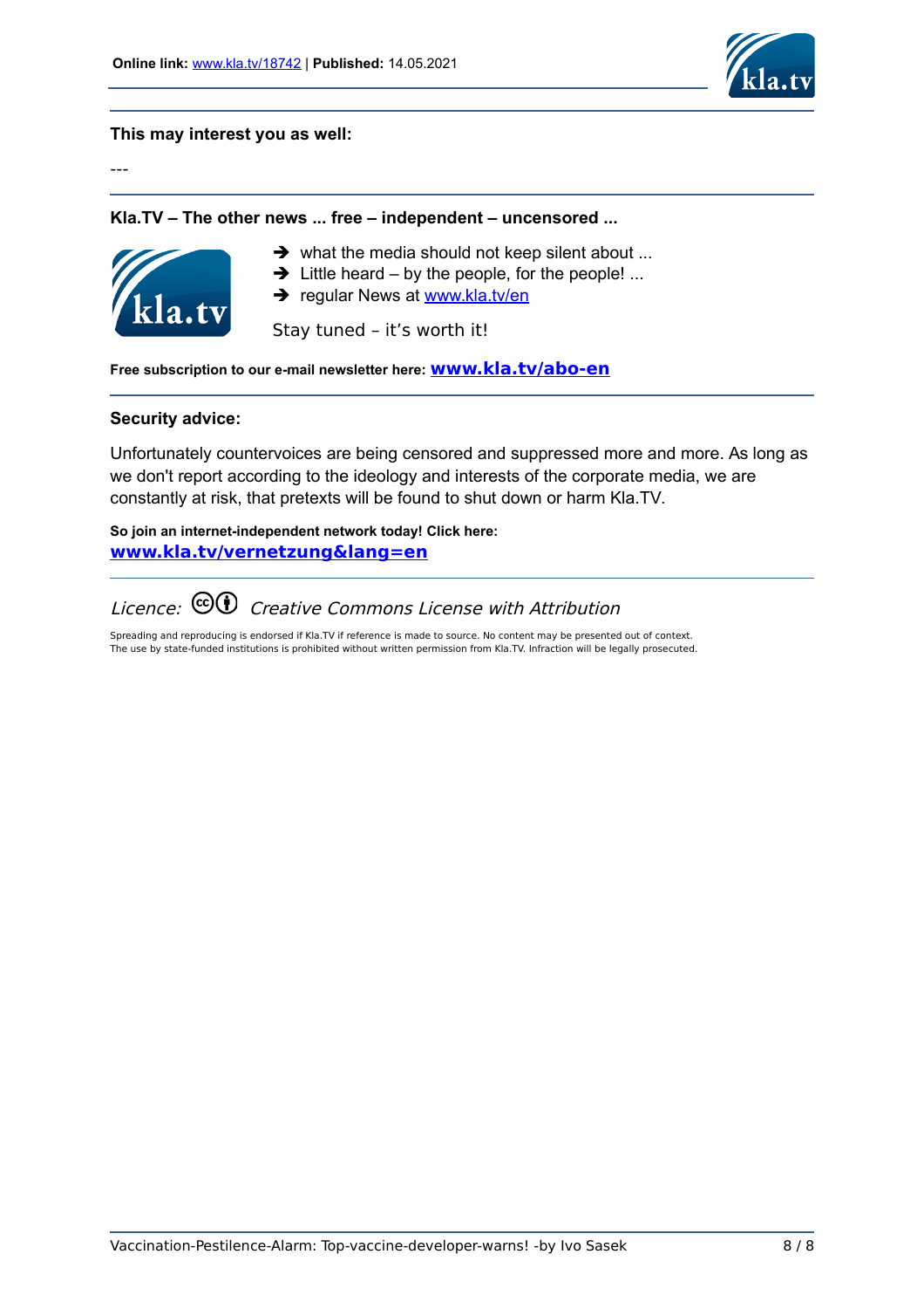**This may interest you as well:**

---

**Kla.TV – The other news ... free – independent – uncensored ...**

- what the media should not keep silent about ...
- Little heard – by the people, for the people! ...
- regular News at www.kla.tv/en

Stay tuned – it's worth it!

**Free subscription to our e-mail newsletter here: www.kla.tv/abo-en**

**Security advice:**

Unfortunately countervoices are being censored and suppressed more and more. As long as we don't report according to the ideology and interests of the corporate media, we are constantly at risk, that pretexts will be found to shut down or harm Kla.TV.

**So join an internet-independent network today! Click here:**
**www.kla.tv/vernetzung&lang=en**

*Licence:* *Creative Commons License with Attribution*

Spreading and reproducing is endorsed if Kla.TV if reference is made to source. No content may be presented out of context.
The use by state-funded institutions is prohibited without written permission from Kla.TV. Infraction will be legally prosecuted.